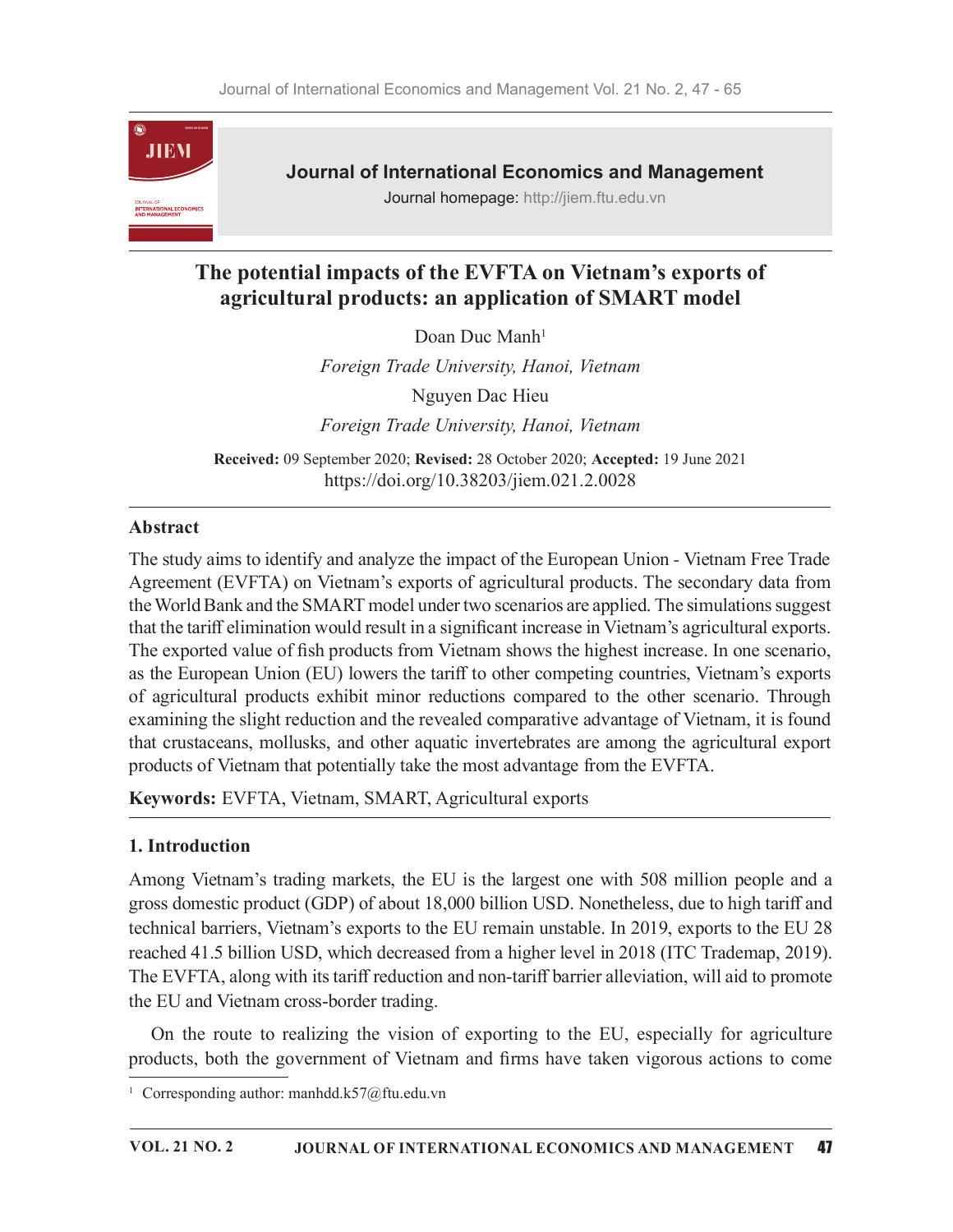# The potential impacts of the EVFTA on Vietnam's exports of agricultural products: an application of SMART model

Doan Duc Manh[1]

*Foreign Trade University, Hanoi, Vietnam*

Nguyen Dac Hieu

*Foreign Trade University, Hanoi, Vietnam*

**Received:** 09 September 2020; **Revised:** 28 October 2020; **Accepted:** 19 June 2021

https://doi.org/10.38203/jiem.021.2.0028

## Abstract

The study aims to identify and analyze the impact of the European Union - Vietnam Free Trade Agreement (EVFTA) on Vietnam's exports of agricultural products. The secondary data from the World Bank and the SMART model under two scenarios are applied. The simulations suggest that the tariff elimination would result in a significant increase in Vietnam's agricultural exports. The exported value of fish products from Vietnam shows the highest increase. In one scenario, as the European Union (EU) lowers the tariff to other competing countries, Vietnam's exports of agricultural products exhibit minor reductions compared to the other scenario. Through examining the slight reduction and the revealed comparative advantage of Vietnam, it is found that crustaceans, mollusks, and other aquatic invertebrates are among the agricultural export products of Vietnam that potentially take the most advantage from the EVFTA.

**Keywords:** EVFTA, Vietnam, SMART, Agricultural exports

## 1. Introduction

Among Vietnam's trading markets, the EU is the largest one with 508 million people and a gross domestic product (GDP) of about 18,000 billion USD. Nonetheless, due to high tariff and technical barriers, Vietnam's exports to the EU remain unstable. In 2019, exports to the EU 28 reached 41.5 billion USD, which decreased from a higher level in 2018 (ITC Trademap, 2019). The EVFTA, along with its tariff reduction and non-tariff barrier alleviation, will aid to promote the EU and Vietnam cross-border trading.

On the route to realizing the vision of exporting to the EU, especially for agriculture products, both the government of Vietnam and firms have taken vigorous actions to come

[1] Corresponding author: manhdd.k57@ftu.edu.vn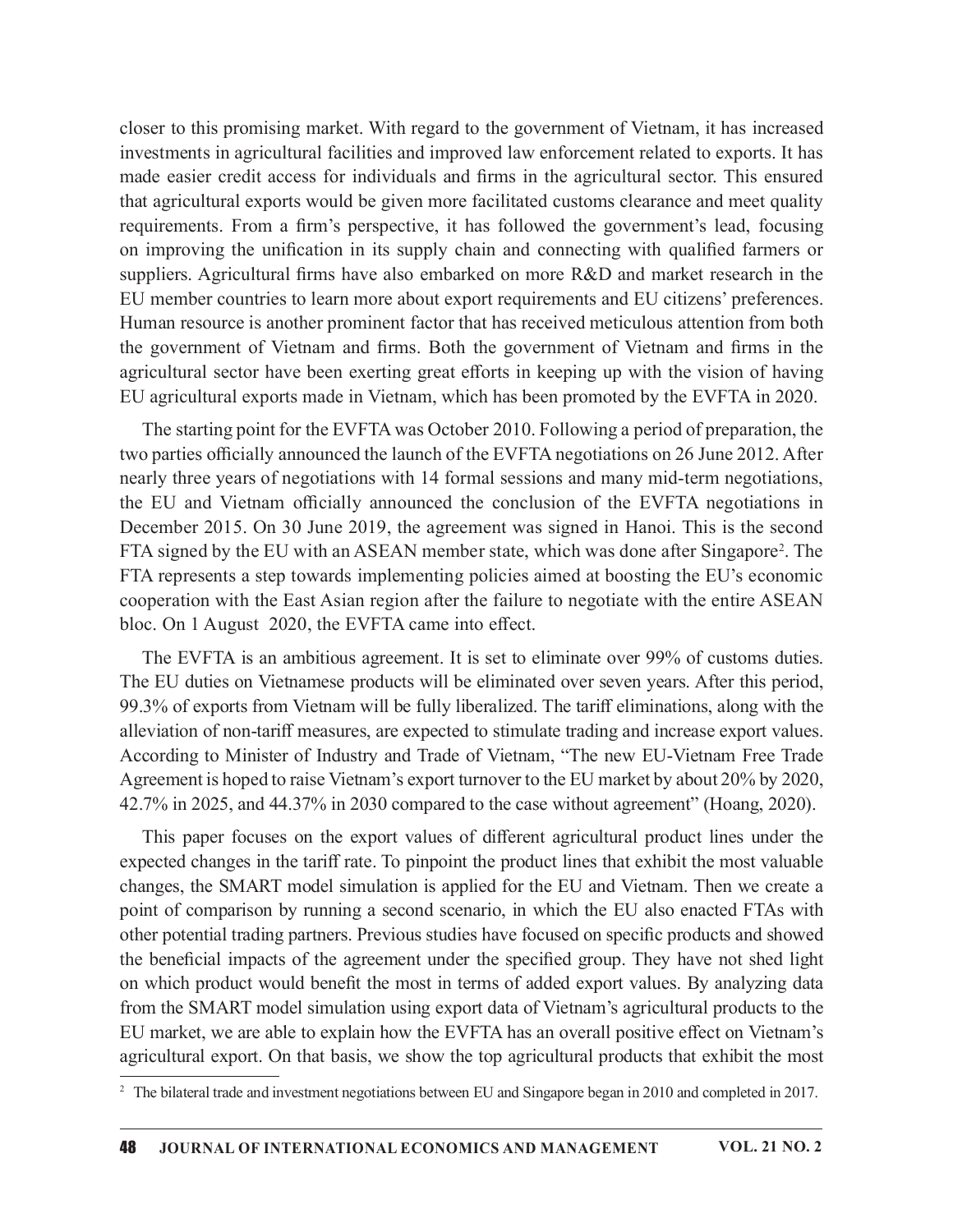closer to this promising market. With regard to the government of Vietnam, it has increased investments in agricultural facilities and improved law enforcement related to exports. It has made easier credit access for individuals and firms in the agricultural sector. This ensured that agricultural exports would be given more facilitated customs clearance and meet quality requirements. From a firm's perspective, it has followed the government's lead, focusing on improving the unification in its supply chain and connecting with qualified farmers or suppliers. Agricultural firms have also embarked on more R&D and market research in the EU member countries to learn more about export requirements and EU citizens' preferences. Human resource is another prominent factor that has received meticulous attention from both the government of Vietnam and firms. Both the government of Vietnam and firms in the agricultural sector have been exerting great efforts in keeping up with the vision of having EU agricultural exports made in Vietnam, which has been promoted by the EVFTA in 2020.

The starting point for the EVFTA was October 2010. Following a period of preparation, the two parties officially announced the launch of the EVFTA negotiations on 26 June 2012. After nearly three years of negotiations with 14 formal sessions and many mid-term negotiations, the EU and Vietnam officially announced the conclusion of the EVFTA negotiations in December 2015. On 30 June 2019, the agreement was signed in Hanoi. This is the second FTA signed by the EU with an ASEAN member state, which was done after Singapore[2]. The FTA represents a step towards implementing policies aimed at boosting the EU's economic cooperation with the East Asian region after the failure to negotiate with the entire ASEAN bloc. On 1 August 2020, the EVFTA came into effect.

The EVFTA is an ambitious agreement. It is set to eliminate over 99% of customs duties. The EU duties on Vietnamese products will be eliminated over seven years. After this period, 99.3% of exports from Vietnam will be fully liberalized. The tariff eliminations, along with the alleviation of non-tariff measures, are expected to stimulate trading and increase export values. According to Minister of Industry and Trade of Vietnam, "The new EU-Vietnam Free Trade Agreement is hoped to raise Vietnam's export turnover to the EU market by about 20% by 2020, 42.7% in 2025, and 44.37% in 2030 compared to the case without agreement" (Hoang, 2020).

This paper focuses on the export values of different agricultural product lines under the expected changes in the tariff rate. To pinpoint the product lines that exhibit the most valuable changes, the SMART model simulation is applied for the EU and Vietnam. Then we create a point of comparison by running a second scenario, in which the EU also enacted FTAs with other potential trading partners. Previous studies have focused on specific products and showed the beneficial impacts of the agreement under the specified group. They have not shed light on which product would benefit the most in terms of added export values. By analyzing data from the SMART model simulation using export data of Vietnam's agricultural products to the EU market, we are able to explain how the EVFTA has an overall positive effect on Vietnam's agricultural export. On that basis, we show the top agricultural products that exhibit the most

[2] The bilateral trade and investment negotiations between EU and Singapore began in 2010 and completed in 2017.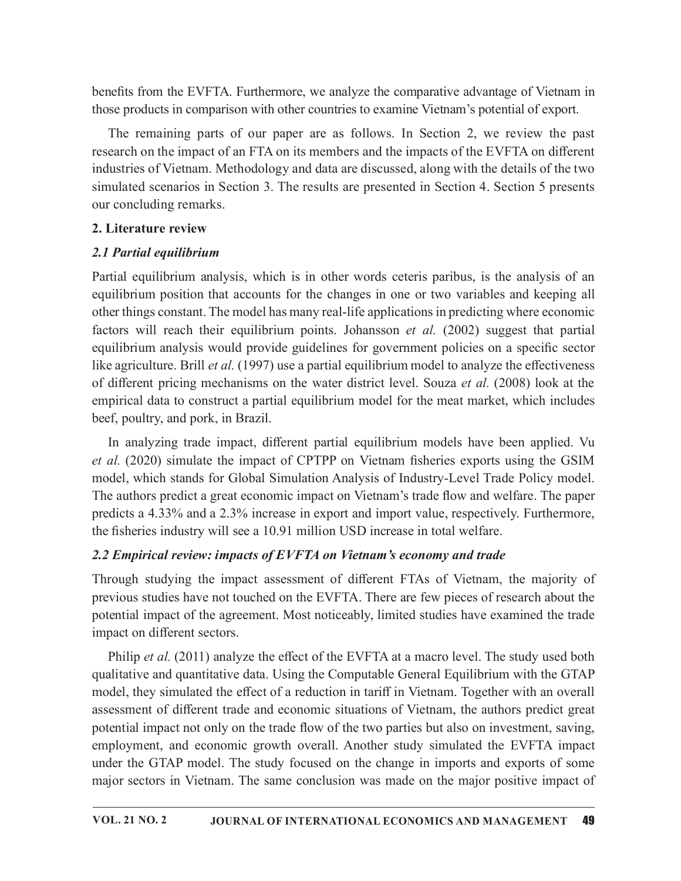benefits from the EVFTA. Furthermore, we analyze the comparative advantage of Vietnam in those products in comparison with other countries to examine Vietnam's potential of export.

The remaining parts of our paper are as follows. In Section 2, we review the past research on the impact of an FTA on its members and the impacts of the EVFTA on different industries of Vietnam. Methodology and data are discussed, along with the details of the two simulated scenarios in Section 3. The results are presented in Section 4. Section 5 presents our concluding remarks.

## 2. Literature review

### *2.1 Partial equilibrium*

Partial equilibrium analysis, which is in other words ceteris paribus, is the analysis of an equilibrium position that accounts for the changes in one or two variables and keeping all other things constant. The model has many real-life applications in predicting where economic factors will reach their equilibrium points. Johansson *et al.* (2002) suggest that partial equilibrium analysis would provide guidelines for government policies on a specific sector like agriculture. Brill *et al.* (1997) use a partial equilibrium model to analyze the effectiveness of different pricing mechanisms on the water district level. Souza *et al.* (2008) look at the empirical data to construct a partial equilibrium model for the meat market, which includes beef, poultry, and pork, in Brazil.

In analyzing trade impact, different partial equilibrium models have been applied. Vu *et al.* (2020) simulate the impact of CPTPP on Vietnam fisheries exports using the GSIM model, which stands for Global Simulation Analysis of Industry-Level Trade Policy model. The authors predict a great economic impact on Vietnam's trade flow and welfare. The paper predicts a 4.33% and a 2.3% increase in export and import value, respectively. Furthermore, the fisheries industry will see a 10.91 million USD increase in total welfare.

### *2.2 Empirical review: impacts of EVFTA on Vietnam's economy and trade*

Through studying the impact assessment of different FTAs of Vietnam, the majority of previous studies have not touched on the EVFTA. There are few pieces of research about the potential impact of the agreement. Most noticeably, limited studies have examined the trade impact on different sectors.

Philip *et al.* (2011) analyze the effect of the EVFTA at a macro level. The study used both qualitative and quantitative data. Using the Computable General Equilibrium with the GTAP model, they simulated the effect of a reduction in tariff in Vietnam. Together with an overall assessment of different trade and economic situations of Vietnam, the authors predict great potential impact not only on the trade flow of the two parties but also on investment, saving, employment, and economic growth overall. Another study simulated the EVFTA impact under the GTAP model. The study focused on the change in imports and exports of some major sectors in Vietnam. The same conclusion was made on the major positive impact of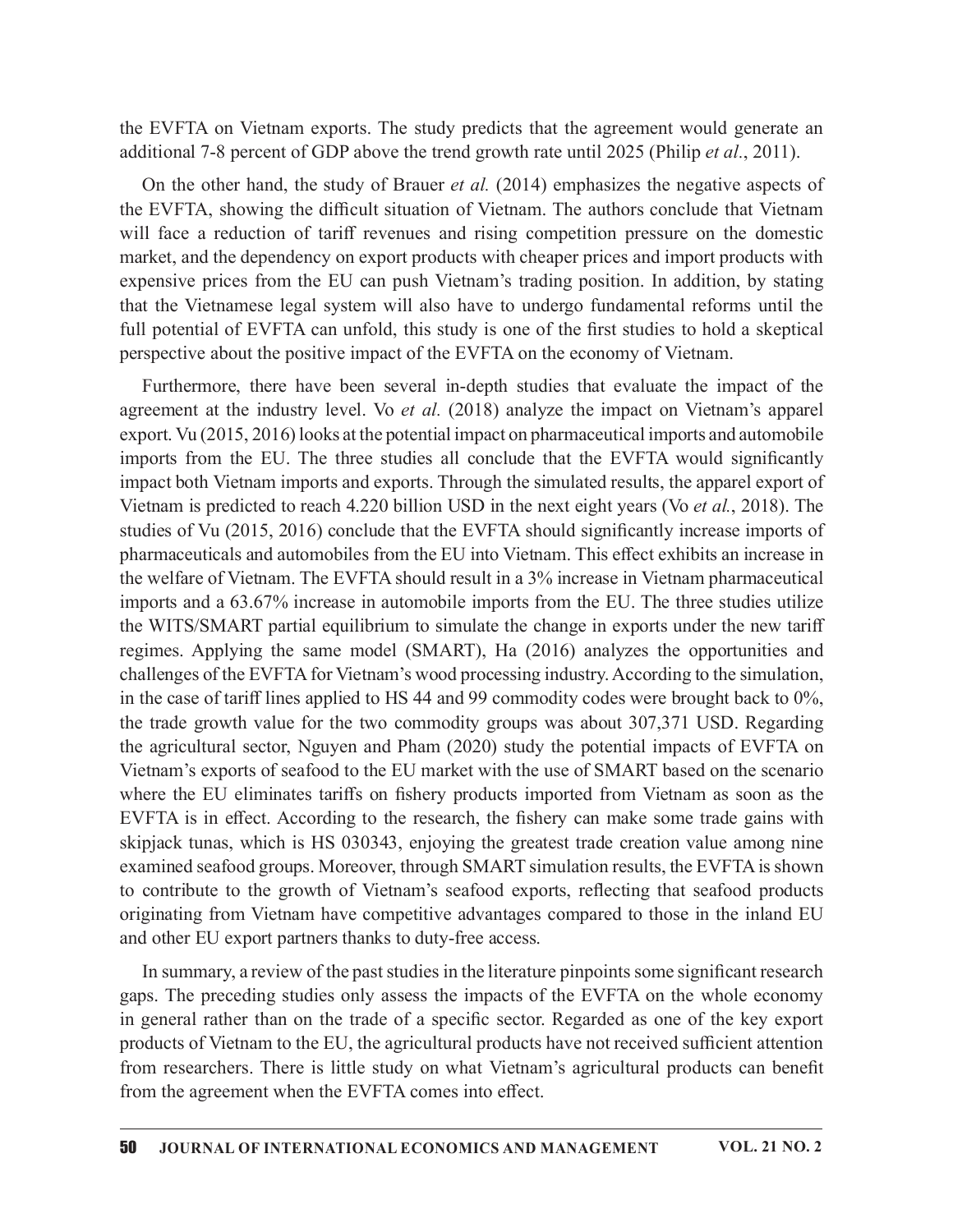the EVFTA on Vietnam exports. The study predicts that the agreement would generate an additional 7-8 percent of GDP above the trend growth rate until 2025 (Philip *et al.*, 2011).

On the other hand, the study of Brauer *et al.* (2014) emphasizes the negative aspects of the EVFTA, showing the difficult situation of Vietnam. The authors conclude that Vietnam will face a reduction of tariff revenues and rising competition pressure on the domestic market, and the dependency on export products with cheaper prices and import products with expensive prices from the EU can push Vietnam's trading position. In addition, by stating that the Vietnamese legal system will also have to undergo fundamental reforms until the full potential of EVFTA can unfold, this study is one of the first studies to hold a skeptical perspective about the positive impact of the EVFTA on the economy of Vietnam.

Furthermore, there have been several in-depth studies that evaluate the impact of the agreement at the industry level. Vo *et al.* (2018) analyze the impact on Vietnam's apparel export. Vu (2015, 2016) looks at the potential impact on pharmaceutical imports and automobile imports from the EU. The three studies all conclude that the EVFTA would significantly impact both Vietnam imports and exports. Through the simulated results, the apparel export of Vietnam is predicted to reach 4.220 billion USD in the next eight years (Vo *et al.*, 2018). The studies of Vu (2015, 2016) conclude that the EVFTA should significantly increase imports of pharmaceuticals and automobiles from the EU into Vietnam. This effect exhibits an increase in the welfare of Vietnam. The EVFTA should result in a 3% increase in Vietnam pharmaceutical imports and a 63.67% increase in automobile imports from the EU. The three studies utilize the WITS/SMART partial equilibrium to simulate the change in exports under the new tariff regimes. Applying the same model (SMART), Ha (2016) analyzes the opportunities and challenges of the EVFTA for Vietnam's wood processing industry. According to the simulation, in the case of tariff lines applied to HS 44 and 99 commodity codes were brought back to 0%, the trade growth value for the two commodity groups was about 307,371 USD. Regarding the agricultural sector, Nguyen and Pham (2020) study the potential impacts of EVFTA on Vietnam's exports of seafood to the EU market with the use of SMART based on the scenario where the EU eliminates tariffs on fishery products imported from Vietnam as soon as the EVFTA is in effect. According to the research, the fishery can make some trade gains with skipjack tunas, which is HS 030343, enjoying the greatest trade creation value among nine examined seafood groups. Moreover, through SMART simulation results, the EVFTA is shown to contribute to the growth of Vietnam's seafood exports, reflecting that seafood products originating from Vietnam have competitive advantages compared to those in the inland EU and other EU export partners thanks to duty-free access.

In summary, a review of the past studies in the literature pinpoints some significant research gaps. The preceding studies only assess the impacts of the EVFTA on the whole economy in general rather than on the trade of a specific sector. Regarded as one of the key export products of Vietnam to the EU, the agricultural products have not received sufficient attention from researchers. There is little study on what Vietnam's agricultural products can benefit from the agreement when the EVFTA comes into effect.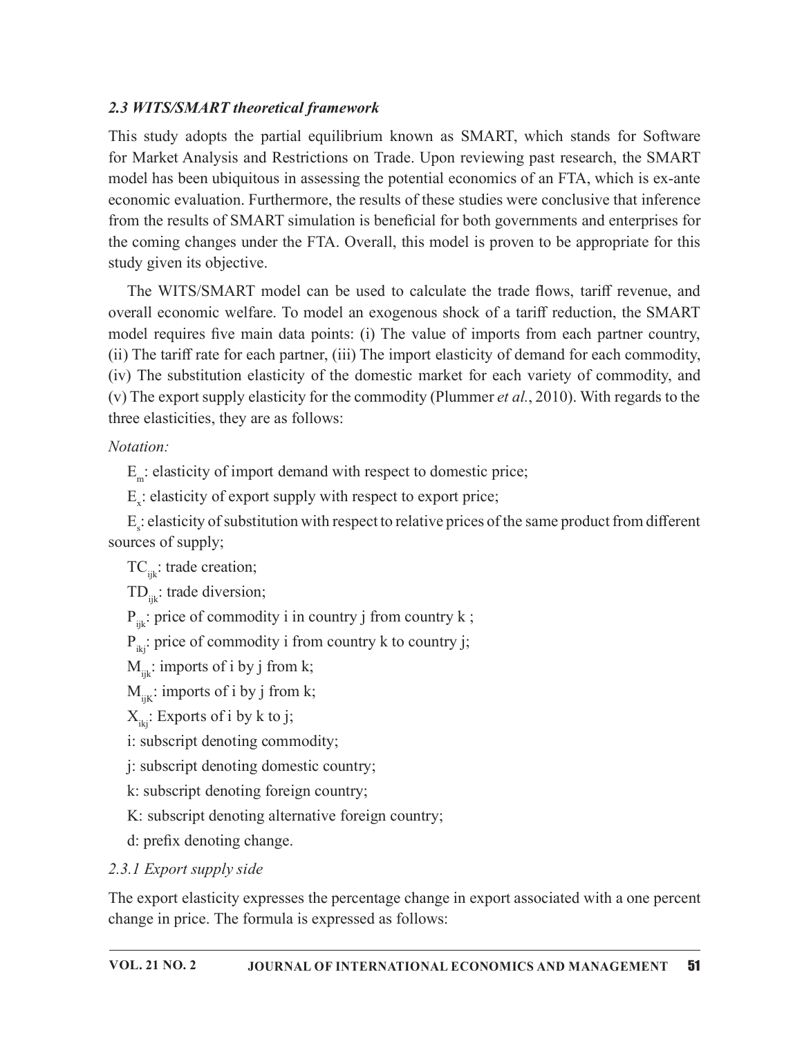### *2.3 WITS/SMART theoretical framework*

This study adopts the partial equilibrium known as SMART, which stands for Software for Market Analysis and Restrictions on Trade. Upon reviewing past research, the SMART model has been ubiquitous in assessing the potential economics of an FTA, which is ex-ante economic evaluation. Furthermore, the results of these studies were conclusive that inference from the results of SMART simulation is beneficial for both governments and enterprises for the coming changes under the FTA. Overall, this model is proven to be appropriate for this study given its objective.

The WITS/SMART model can be used to calculate the trade flows, tariff revenue, and overall economic welfare. To model an exogenous shock of a tariff reduction, the SMART model requires five main data points: (i) The value of imports from each partner country, (ii) The tariff rate for each partner, (iii) The import elasticity of demand for each commodity, (iv) The substitution elasticity of the domestic market for each variety of commodity, and (v) The export supply elasticity for the commodity (Plummer *et al.*, 2010). With regards to the three elasticities, they are as follows:

*Notation:*

$E_m$: elasticity of import demand with respect to domestic price;

$E_x$: elasticity of export supply with respect to export price;

$E_s$: elasticity of substitution with respect to relative prices of the same product from different sources of supply;

$TC_{ijk}$: trade creation;

$TD_{ijk}$: trade diversion;

$P_{ijk}$: price of commodity i in country j from country k ;

$P_{ikj}$: price of commodity i from country k to country j;

$M_{ijk}$: imports of i by j from k;

$M_{ijK}$: imports of i by j from k;

$X_{ikj}$: Exports of i by k to j;

i: subscript denoting commodity;

j: subscript denoting domestic country;

k: subscript denoting foreign country;

K: subscript denoting alternative foreign country;

d: prefix denoting change.

#### *2.3.1 Export supply side*

The export elasticity expresses the percentage change in export associated with a one percent change in price. The formula is expressed as follows: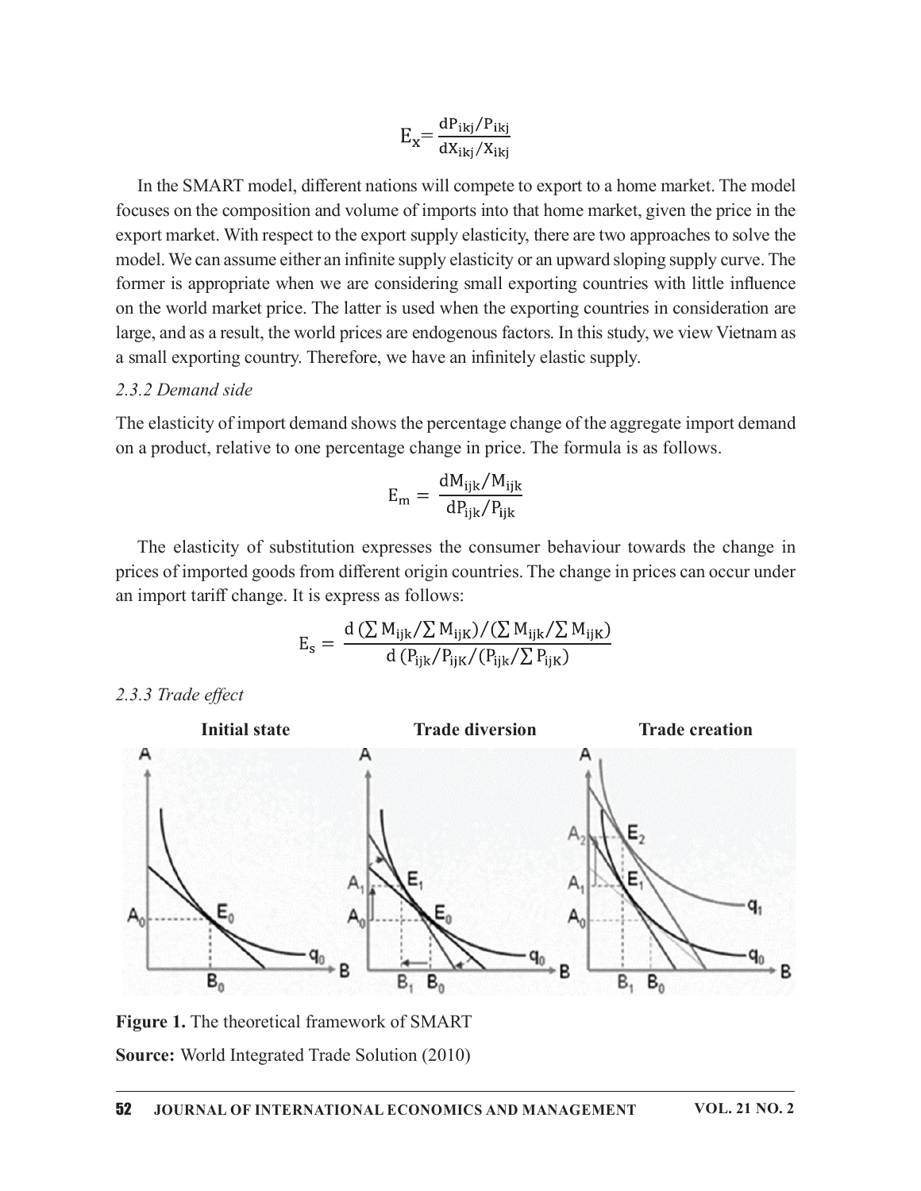$$E_x = \frac{dP_{ikj}/P_{ikj}}{dX_{ikj}/X_{ikj}}$$

In the SMART model, different nations will compete to export to a home market. The model focuses on the composition and volume of imports into that home market, given the price in the export market. With respect to the export supply elasticity, there are two approaches to solve the model. We can assume either an infinite supply elasticity or an upward sloping supply curve. The former is appropriate when we are considering small exporting countries with little influence on the world market price. The latter is used when the exporting countries in consideration are large, and as a result, the world prices are endogenous factors. In this study, we view Vietnam as a small exporting country. Therefore, we have an infinitely elastic supply.

### *2.3.2 Demand side*

The elasticity of import demand shows the percentage change of the aggregate import demand on a product, relative to one percentage change in price. The formula is as follows.

$$E_m = \frac{dM_{ijk}/M_{ijk}}{dP_{ijk}/P_{ijk}}$$

The elasticity of substitution expresses the consumer behaviour towards the change in prices of imported goods from different origin countries. The change in prices can occur under an import tariff change. It is express as follows:

$$E_s = \frac{d\left(\sum M_{ijk}/\sum M_{ijK}\right)/\left(\sum M_{ijk}/\sum M_{ijK}\right)}{d\left(P_{ijk}/P_{ijK}/\left(P_{ijk}/\sum P_{ijK}\right)\right)}$$

### *2.3.3 Trade effect*

**Figure 1.** The theoretical framework of SMART

**Source:** World Integrated Trade Solution (2010)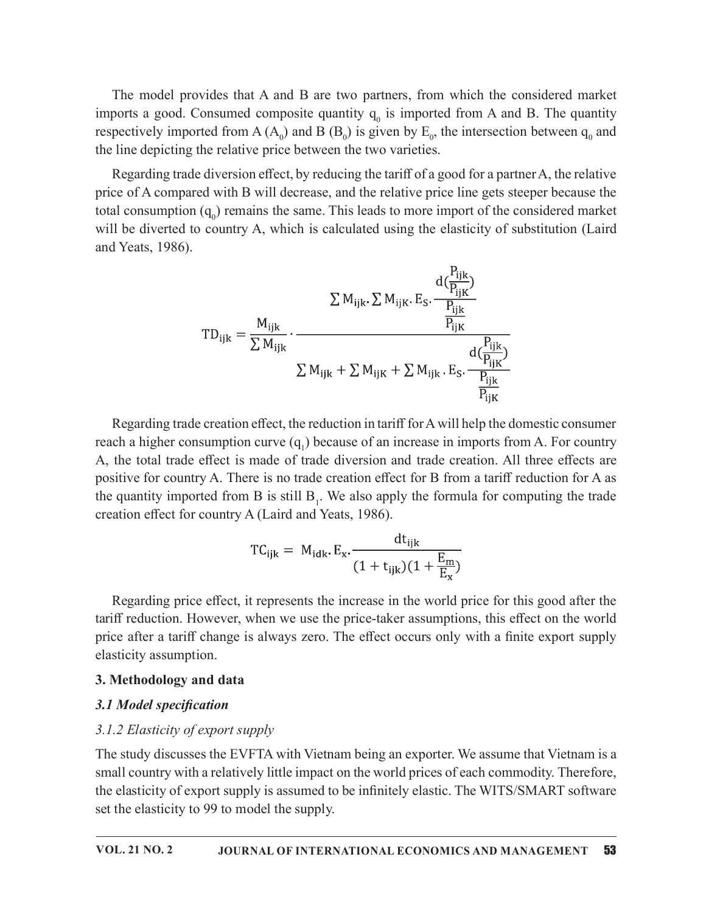The model provides that A and B are two partners, from which the considered market imports a good. Consumed composite quantity $q_0$ is imported from A and B. The quantity respectively imported from A ($A_0$) and B ($B_0$) is given by $E_0$, the intersection between $q_0$ and the line depicting the relative price between the two varieties.

Regarding trade diversion effect, by reducing the tariff of a good for a partner A, the relative price of A compared with B will decrease, and the relative price line gets steeper because the total consumption ($q_0$) remains the same. This leads to more import of the considered market will be diverted to country A, which is calculated using the elasticity of substitution (Laird and Yeats, 1986).

$$TD_{ijk} = \frac{M_{ijk}}{\sum M_{ijk}} \cdot \frac{\sum M_{ijk} . \sum M_{ijK} . E_S . \frac{d\left(\frac{P_{ijk}}{P_{ijK}}\right)}{\frac{P_{ijk}}{P_{ijK}}}}{\sum M_{ijk} + \sum M_{ijK} + \sum M_{ijk} . E_S . \frac{d\left(\frac{P_{ijk}}{P_{ijK}}\right)}{\frac{P_{ijk}}{P_{ijK}}}}$$

Regarding trade creation effect, the reduction in tariff for A will help the domestic consumer reach a higher consumption curve ($q_1$) because of an increase in imports from A. For country A, the total trade effect is made of trade diversion and trade creation. All three effects are positive for country A. There is no trade creation effect for B from a tariff reduction for A as the quantity imported from B is still $B_1$. We also apply the formula for computing the trade creation effect for country A (Laird and Yeats, 1986).

$$TC_{ijk} = M_{idk} . E_x . \frac{dt_{ijk}}{(1 + t_{ijk})(1 + \frac{E_m}{E_x})}$$

Regarding price effect, it represents the increase in the world price for this good after the tariff reduction. However, when we use the price-taker assumptions, this effect on the world price after a tariff change is always zero. The effect occurs only with a finite export supply elasticity assumption.

## 3. Methodology and data

### *3.1 Model specification*

#### *3.1.2 Elasticity of export supply*

The study discusses the EVFTA with Vietnam being an exporter. We assume that Vietnam is a small country with a relatively little impact on the world prices of each commodity. Therefore, the elasticity of export supply is assumed to be infinitely elastic. The WITS/SMART software set the elasticity to 99 to model the supply.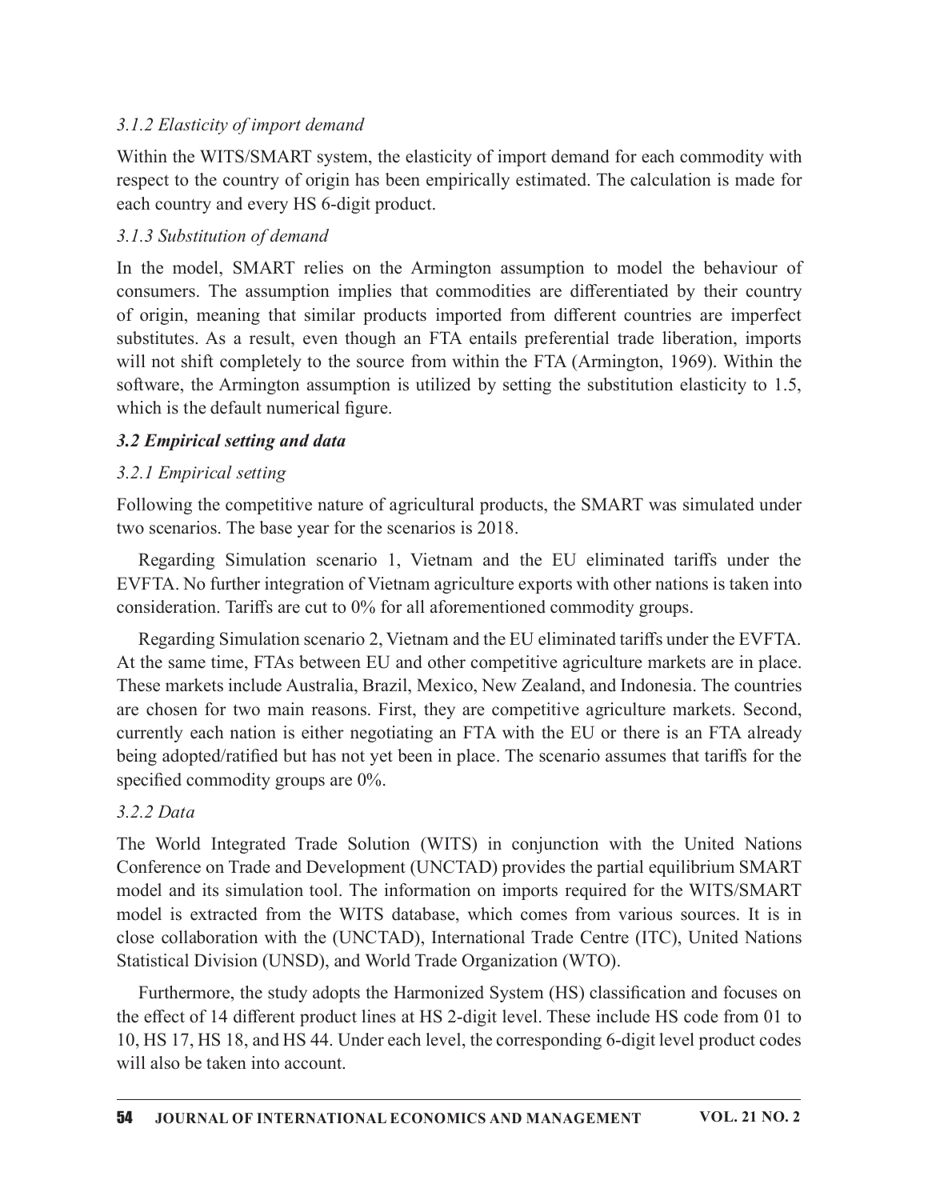#### *3.1.2 Elasticity of import demand*

Within the WITS/SMART system, the elasticity of import demand for each commodity with respect to the country of origin has been empirically estimated. The calculation is made for each country and every HS 6-digit product.

#### *3.1.3 Substitution of demand*

In the model, SMART relies on the Armington assumption to model the behaviour of consumers. The assumption implies that commodities are differentiated by their country of origin, meaning that similar products imported from different countries are imperfect substitutes. As a result, even though an FTA entails preferential trade liberation, imports will not shift completely to the source from within the FTA (Armington, 1969). Within the software, the Armington assumption is utilized by setting the substitution elasticity to 1.5, which is the default numerical figure.

### *3.2 Empirical setting and data*

#### *3.2.1 Empirical setting*

Following the competitive nature of agricultural products, the SMART was simulated under two scenarios. The base year for the scenarios is 2018.

Regarding Simulation scenario 1, Vietnam and the EU eliminated tariffs under the EVFTA. No further integration of Vietnam agriculture exports with other nations is taken into consideration. Tariffs are cut to 0% for all aforementioned commodity groups.

Regarding Simulation scenario 2, Vietnam and the EU eliminated tariffs under the EVFTA. At the same time, FTAs between EU and other competitive agriculture markets are in place. These markets include Australia, Brazil, Mexico, New Zealand, and Indonesia. The countries are chosen for two main reasons. First, they are competitive agriculture markets. Second, currently each nation is either negotiating an FTA with the EU or there is an FTA already being adopted/ratified but has not yet been in place. The scenario assumes that tariffs for the specified commodity groups are 0%.

#### *3.2.2 Data*

The World Integrated Trade Solution (WITS) in conjunction with the United Nations Conference on Trade and Development (UNCTAD) provides the partial equilibrium SMART model and its simulation tool. The information on imports required for the WITS/SMART model is extracted from the WITS database, which comes from various sources. It is in close collaboration with the (UNCTAD), International Trade Centre (ITC), United Nations Statistical Division (UNSD), and World Trade Organization (WTO).

Furthermore, the study adopts the Harmonized System (HS) classification and focuses on the effect of 14 different product lines at HS 2-digit level. These include HS code from 01 to 10, HS 17, HS 18, and HS 44. Under each level, the corresponding 6-digit level product codes will also be taken into account.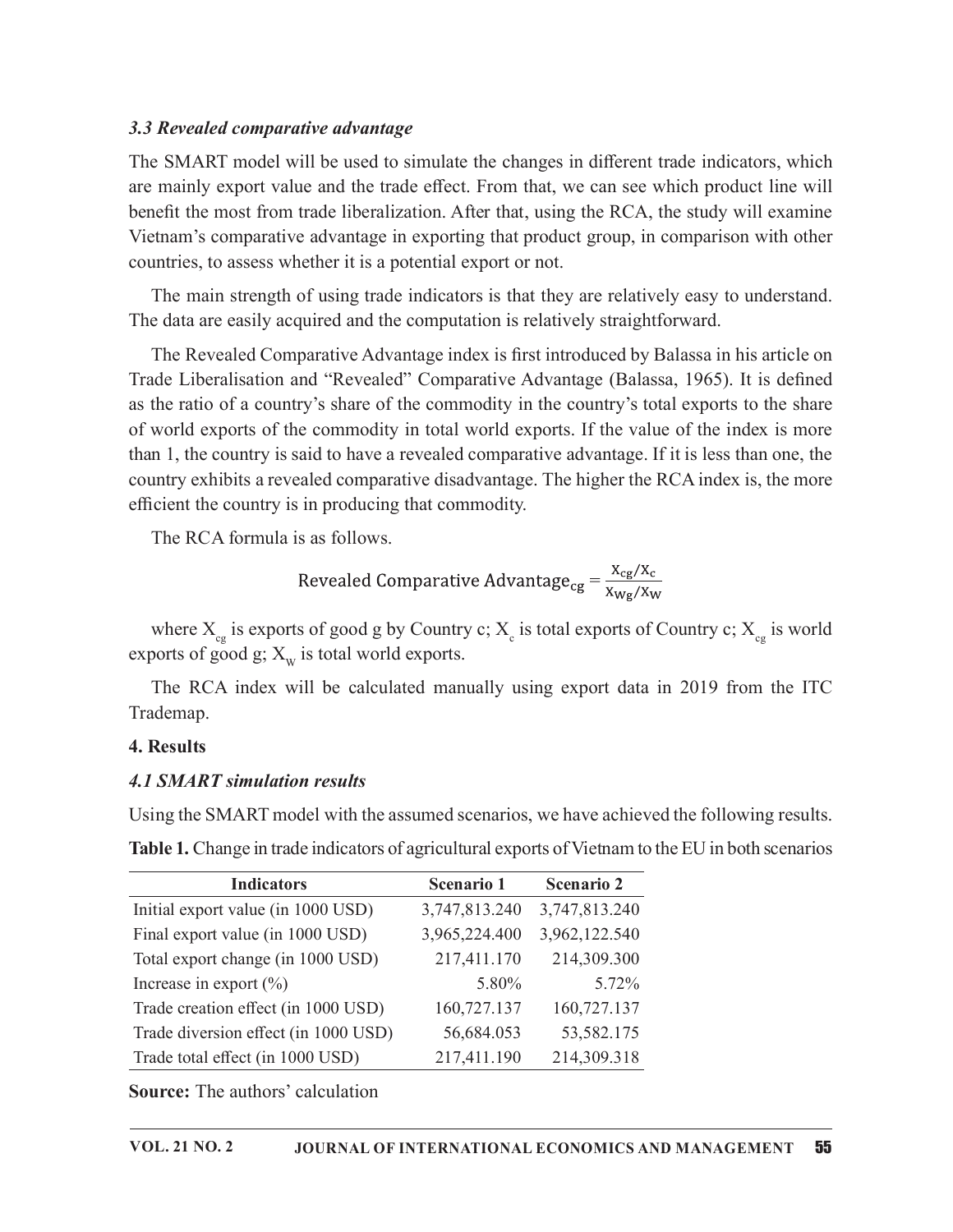### *3.3 Revealed comparative advantage*

The SMART model will be used to simulate the changes in different trade indicators, which are mainly export value and the trade effect. From that, we can see which product line will benefit the most from trade liberalization. After that, using the RCA, the study will examine Vietnam's comparative advantage in exporting that product group, in comparison with other countries, to assess whether it is a potential export or not.

The main strength of using trade indicators is that they are relatively easy to understand. The data are easily acquired and the computation is relatively straightforward.

The Revealed Comparative Advantage index is first introduced by Balassa in his article on Trade Liberalisation and "Revealed" Comparative Advantage (Balassa, 1965). It is defined as the ratio of a country's share of the commodity in the country's total exports to the share of world exports of the commodity in total world exports. If the value of the index is more than 1, the country is said to have a revealed comparative advantage. If it is less than one, the country exhibits a revealed comparative disadvantage. The higher the RCA index is, the more efficient the country is in producing that commodity.

The RCA formula is as follows.

$$\text{Revealed Comparative Advantage}_{cg} = \frac{X_{cg}/X_c}{X_{wg}/X_w}$$

where $X_{cg}$ is exports of good g by Country c; $X_c$ is total exports of Country c; $X_{cg}$ is world exports of good g; $X_W$ is total world exports.

The RCA index will be calculated manually using export data in 2019 from the ITC Trademap.

## 4. Results

### *4.1 SMART simulation results*

Using the SMART model with the assumed scenarios, we have achieved the following results.

**Table 1.** Change in trade indicators of agricultural exports of Vietnam to the EU in both scenarios

| Indicators | Scenario 1 | Scenario 2 |
|---|---|---|
| Initial export value (in 1000 USD) | 3,747,813.240 | 3,747,813.240 |
| Final export value (in 1000 USD) | 3,965,224.400 | 3,962,122.540 |
| Total export change (in 1000 USD) | 217,411.170 | 214,309.300 |
| Increase in export (%) | 5.80% | 5.72% |
| Trade creation effect (in 1000 USD) | 160,727.137 | 160,727.137 |
| Trade diversion effect (in 1000 USD) | 56,684.053 | 53,582.175 |
| Trade total effect (in 1000 USD) | 217,411.190 | 214,309.318 |

**Source:** The authors' calculation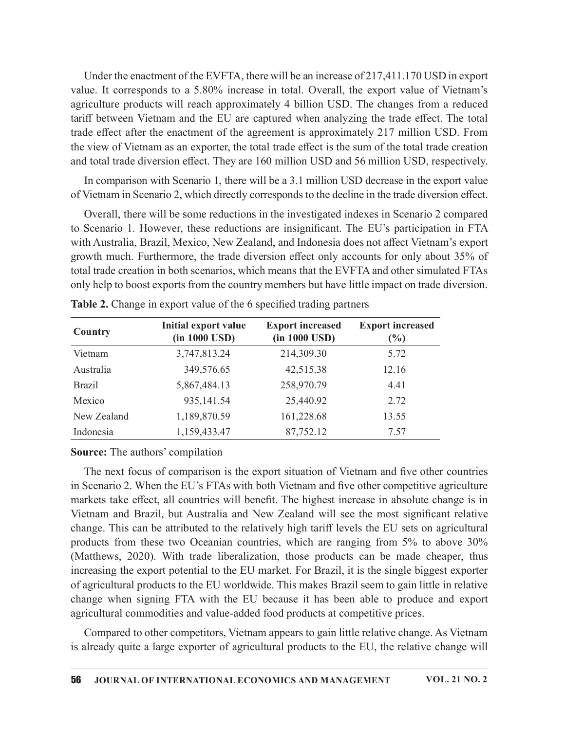Under the enactment of the EVFTA, there will be an increase of 217,411.170 USD in export value. It corresponds to a 5.80% increase in total. Overall, the export value of Vietnam's agriculture products will reach approximately 4 billion USD. The changes from a reduced tariff between Vietnam and the EU are captured when analyzing the trade effect. The total trade effect after the enactment of the agreement is approximately 217 million USD. From the view of Vietnam as an exporter, the total trade effect is the sum of the total trade creation and total trade diversion effect. They are 160 million USD and 56 million USD, respectively.

In comparison with Scenario 1, there will be a 3.1 million USD decrease in the export value of Vietnam in Scenario 2, which directly corresponds to the decline in the trade diversion effect.

Overall, there will be some reductions in the investigated indexes in Scenario 2 compared to Scenario 1. However, these reductions are insignificant. The EU's participation in FTA with Australia, Brazil, Mexico, New Zealand, and Indonesia does not affect Vietnam's export growth much. Furthermore, the trade diversion effect only accounts for only about 35% of total trade creation in both scenarios, which means that the EVFTA and other simulated FTAs only help to boost exports from the country members but have little impact on trade diversion.

**Table 2.** Change in export value of the 6 specified trading partners

| Country | Initial export value (in 1000 USD) | Export increased (in 1000 USD) | Export increased (%) |
|---|---|---|---|
| Vietnam | 3,747,813.24 | 214,309.30 | 5.72 |
| Australia | 349,576.65 | 42,515.38 | 12.16 |
| Brazil | 5,867,484.13 | 258,970.79 | 4.41 |
| Mexico | 935,141.54 | 25,440.92 | 2.72 |
| New Zealand | 1,189,870.59 | 161,228.68 | 13.55 |
| Indonesia | 1,159,433.47 | 87,752.12 | 7.57 |

**Source:** The authors' compilation

The next focus of comparison is the export situation of Vietnam and five other countries in Scenario 2. When the EU's FTAs with both Vietnam and five other competitive agriculture markets take effect, all countries will benefit. The highest increase in absolute change is in Vietnam and Brazil, but Australia and New Zealand will see the most significant relative change. This can be attributed to the relatively high tariff levels the EU sets on agricultural products from these two Oceanian countries, which are ranging from 5% to above 30% (Matthews, 2020). With trade liberalization, those products can be made cheaper, thus increasing the export potential to the EU market. For Brazil, it is the single biggest exporter of agricultural products to the EU worldwide. This makes Brazil seem to gain little in relative change when signing FTA with the EU because it has been able to produce and export agricultural commodities and value-added food products at competitive prices.

Compared to other competitors, Vietnam appears to gain little relative change. As Vietnam is already quite a large exporter of agricultural products to the EU, the relative change will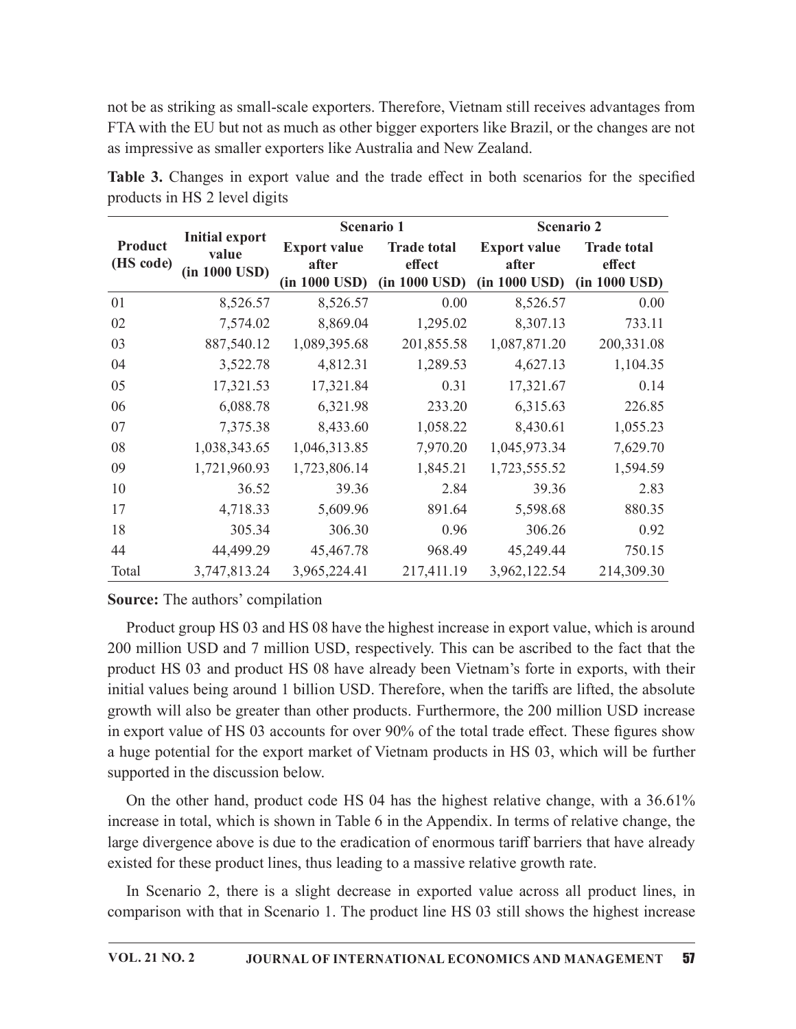not be as striking as small-scale exporters. Therefore, Vietnam still receives advantages from FTA with the EU but not as much as other bigger exporters like Brazil, or the changes are not as impressive as smaller exporters like Australia and New Zealand.

**Table 3.** Changes in export value and the trade effect in both scenarios for the specified products in HS 2 level digits

| Product (HS code) | Initial export value (in 1000 USD) | Scenario 1 | | Scenario 2 | |
|---|---|---|---|---|---|
| | | Export value after (in 1000 USD) | Trade total effect (in 1000 USD) | Export value after (in 1000 USD) | Trade total effect (in 1000 USD) |
| 01 | 8,526.57 | 8,526.57 | 0.00 | 8,526.57 | 0.00 |
| 02 | 7,574.02 | 8,869.04 | 1,295.02 | 8,307.13 | 733.11 |
| 03 | 887,540.12 | 1,089,395.68 | 201,855.58 | 1,087,871.20 | 200,331.08 |
| 04 | 3,522.78 | 4,812.31 | 1,289.53 | 4,627.13 | 1,104.35 |
| 05 | 17,321.53 | 17,321.84 | 0.31 | 17,321.67 | 0.14 |
| 06 | 6,088.78 | 6,321.98 | 233.20 | 6,315.63 | 226.85 |
| 07 | 7,375.38 | 8,433.60 | 1,058.22 | 8,430.61 | 1,055.23 |
| 08 | 1,038,343.65 | 1,046,313.85 | 7,970.20 | 1,045,973.34 | 7,629.70 |
| 09 | 1,721,960.93 | 1,723,806.14 | 1,845.21 | 1,723,555.52 | 1,594.59 |
| 10 | 36.52 | 39.36 | 2.84 | 39.36 | 2.83 |
| 17 | 4,718.33 | 5,609.96 | 891.64 | 5,598.68 | 880.35 |
| 18 | 305.34 | 306.30 | 0.96 | 306.26 | 0.92 |
| 44 | 44,499.29 | 45,467.78 | 968.49 | 45,249.44 | 750.15 |
| Total | 3,747,813.24 | 3,965,224.41 | 217,411.19 | 3,962,122.54 | 214,309.30 |

**Source:** The authors' compilation

Product group HS 03 and HS 08 have the highest increase in export value, which is around 200 million USD and 7 million USD, respectively. This can be ascribed to the fact that the product HS 03 and product HS 08 have already been Vietnam's forte in exports, with their initial values being around 1 billion USD. Therefore, when the tariffs are lifted, the absolute growth will also be greater than other products. Furthermore, the 200 million USD increase in export value of HS 03 accounts for over 90% of the total trade effect. These figures show a huge potential for the export market of Vietnam products in HS 03, which will be further supported in the discussion below.

On the other hand, product code HS 04 has the highest relative change, with a 36.61% increase in total, which is shown in Table 6 in the Appendix. In terms of relative change, the large divergence above is due to the eradication of enormous tariff barriers that have already existed for these product lines, thus leading to a massive relative growth rate.

In Scenario 2, there is a slight decrease in exported value across all product lines, in comparison with that in Scenario 1. The product line HS 03 still shows the highest increase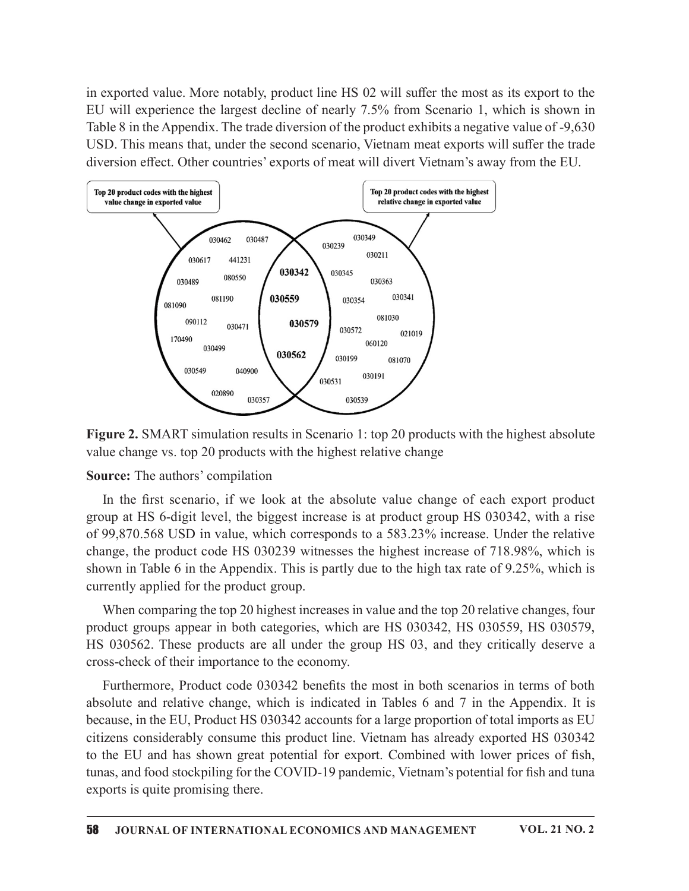in exported value. More notably, product line HS 02 will suffer the most as its export to the EU will experience the largest decline of nearly 7.5% from Scenario 1, which is shown in Table 8 in the Appendix. The trade diversion of the product exhibits a negative value of -9,630 USD. This means that, under the second scenario, Vietnam meat exports will suffer the trade diversion effect. Other countries' exports of meat will divert Vietnam's away from the EU.

**Figure 2.** SMART simulation results in Scenario 1: top 20 products with the highest absolute value change vs. top 20 products with the highest relative change

**Source:** The authors' compilation

In the first scenario, if we look at the absolute value change of each export product group at HS 6-digit level, the biggest increase is at product group HS 030342, with a rise of 99,870.568 USD in value, which corresponds to a 583.23% increase. Under the relative change, the product code HS 030239 witnesses the highest increase of 718.98%, which is shown in Table 6 in the Appendix. This is partly due to the high tax rate of 9.25%, which is currently applied for the product group.

When comparing the top 20 highest increases in value and the top 20 relative changes, four product groups appear in both categories, which are HS 030342, HS 030559, HS 030579, HS 030562. These products are all under the group HS 03, and they critically deserve a cross-check of their importance to the economy.

Furthermore, Product code 030342 benefits the most in both scenarios in terms of both absolute and relative change, which is indicated in Tables 6 and 7 in the Appendix. It is because, in the EU, Product HS 030342 accounts for a large proportion of total imports as EU citizens considerably consume this product line. Vietnam has already exported HS 030342 to the EU and has shown great potential for export. Combined with lower prices of fish, tunas, and food stockpiling for the COVID-19 pandemic, Vietnam's potential for fish and tuna exports is quite promising there.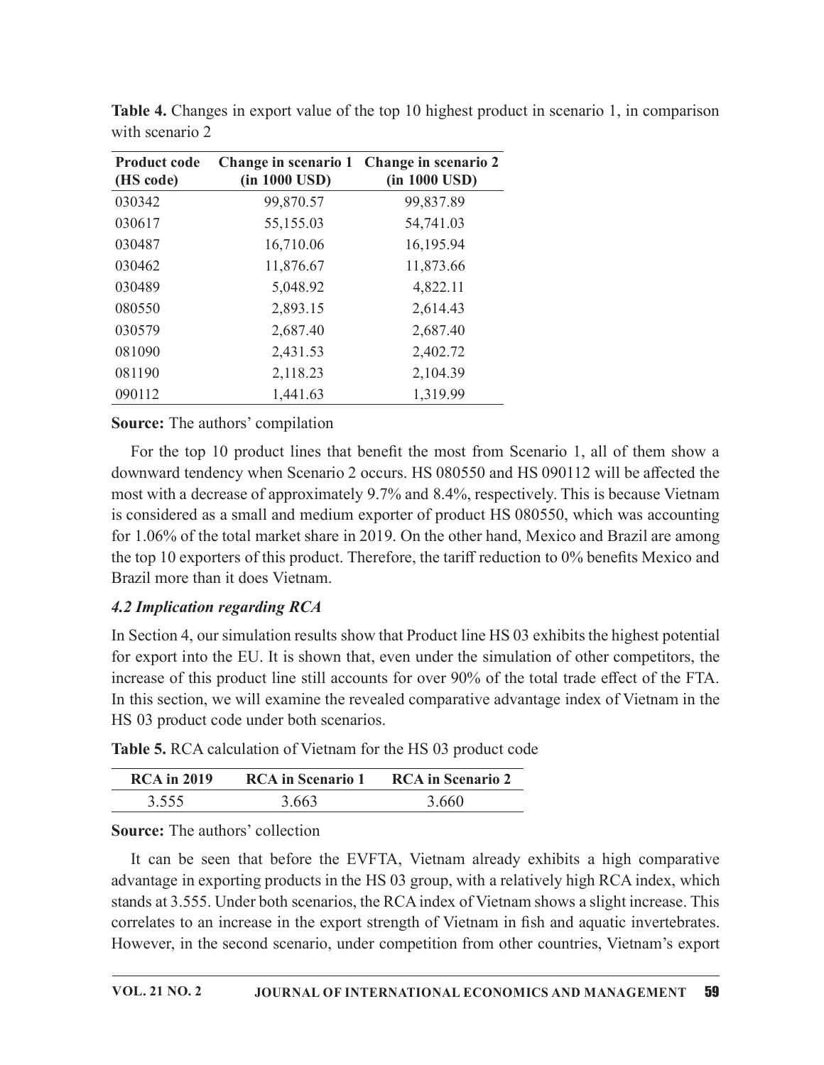**Table 4.** Changes in export value of the top 10 highest product in scenario 1, in comparison with scenario 2

| Product code (HS code) | Change in scenario 1 (in 1000 USD) | Change in scenario 2 (in 1000 USD) |
|---|---|---|
| 030342 | 99,870.57 | 99,837.89 |
| 030617 | 55,155.03 | 54,741.03 |
| 030487 | 16,710.06 | 16,195.94 |
| 030462 | 11,876.67 | 11,873.66 |
| 030489 | 5,048.92 | 4,822.11 |
| 080550 | 2,893.15 | 2,614.43 |
| 030579 | 2,687.40 | 2,687.40 |
| 081090 | 2,431.53 | 2,402.72 |
| 081190 | 2,118.23 | 2,104.39 |
| 090112 | 1,441.63 | 1,319.99 |

**Source:** The authors' compilation

For the top 10 product lines that benefit the most from Scenario 1, all of them show a downward tendency when Scenario 2 occurs. HS 080550 and HS 090112 will be affected the most with a decrease of approximately 9.7% and 8.4%, respectively. This is because Vietnam is considered as a small and medium exporter of product HS 080550, which was accounting for 1.06% of the total market share in 2019. On the other hand, Mexico and Brazil are among the top 10 exporters of this product. Therefore, the tariff reduction to 0% benefits Mexico and Brazil more than it does Vietnam.

### *4.2 Implication regarding RCA*

In Section 4, our simulation results show that Product line HS 03 exhibits the highest potential for export into the EU. It is shown that, even under the simulation of other competitors, the increase of this product line still accounts for over 90% of the total trade effect of the FTA. In this section, we will examine the revealed comparative advantage index of Vietnam in the HS 03 product code under both scenarios.

**Table 5.** RCA calculation of Vietnam for the HS 03 product code

| RCA in 2019 | RCA in Scenario 1 | RCA in Scenario 2 |
|---|---|---|
| 3.555 | 3.663 | 3.660 |

**Source:** The authors' collection

It can be seen that before the EVFTA, Vietnam already exhibits a high comparative advantage in exporting products in the HS 03 group, with a relatively high RCA index, which stands at 3.555. Under both scenarios, the RCA index of Vietnam shows a slight increase. This correlates to an increase in the export strength of Vietnam in fish and aquatic invertebrates. However, in the second scenario, under competition from other countries, Vietnam's export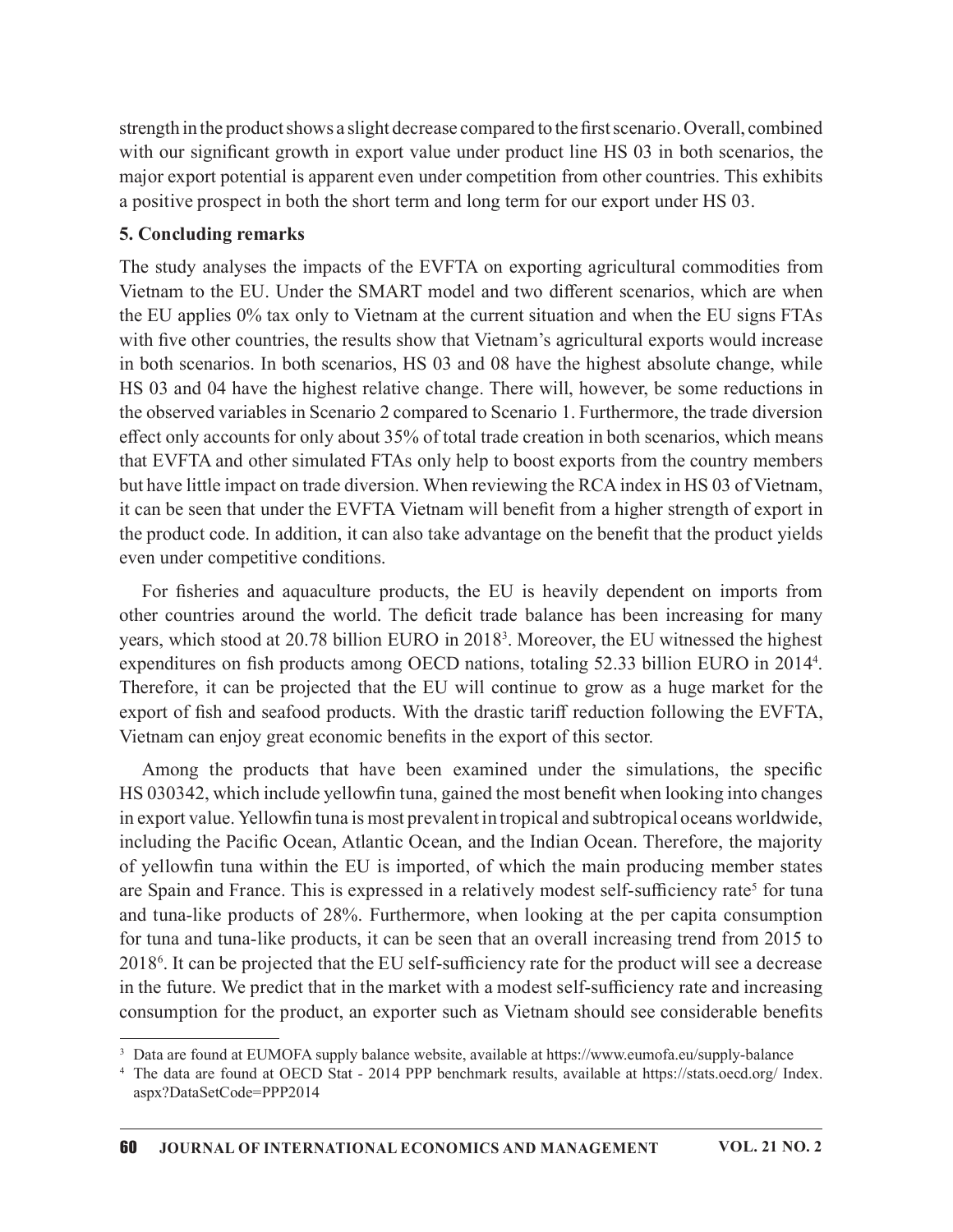strength in the product shows a slight decrease compared to the first scenario. Overall, combined with our significant growth in export value under product line HS 03 in both scenarios, the major export potential is apparent even under competition from other countries. This exhibits a positive prospect in both the short term and long term for our export under HS 03.

## 5. Concluding remarks

The study analyses the impacts of the EVFTA on exporting agricultural commodities from Vietnam to the EU. Under the SMART model and two different scenarios, which are when the EU applies 0% tax only to Vietnam at the current situation and when the EU signs FTAs with five other countries, the results show that Vietnam's agricultural exports would increase in both scenarios. In both scenarios, HS 03 and 08 have the highest absolute change, while HS 03 and 04 have the highest relative change. There will, however, be some reductions in the observed variables in Scenario 2 compared to Scenario 1. Furthermore, the trade diversion effect only accounts for only about 35% of total trade creation in both scenarios, which means that EVFTA and other simulated FTAs only help to boost exports from the country members but have little impact on trade diversion. When reviewing the RCA index in HS 03 of Vietnam, it can be seen that under the EVFTA Vietnam will benefit from a higher strength of export in the product code. In addition, it can also take advantage on the benefit that the product yields even under competitive conditions.

For fisheries and aquaculture products, the EU is heavily dependent on imports from other countries around the world. The deficit trade balance has been increasing for many years, which stood at 20.78 billion EURO in 2018[3]. Moreover, the EU witnessed the highest expenditures on fish products among OECD nations, totaling 52.33 billion EURO in 2014[4]. Therefore, it can be projected that the EU will continue to grow as a huge market for the export of fish and seafood products. With the drastic tariff reduction following the EVFTA, Vietnam can enjoy great economic benefits in the export of this sector.

Among the products that have been examined under the simulations, the specific HS 030342, which include yellowfin tuna, gained the most benefit when looking into changes in export value. Yellowfin tuna is most prevalent in tropical and subtropical oceans worldwide, including the Pacific Ocean, Atlantic Ocean, and the Indian Ocean. Therefore, the majority of yellowfin tuna within the EU is imported, of which the main producing member states are Spain and France. This is expressed in a relatively modest self-sufficiency rate[5] for tuna and tuna-like products of 28%. Furthermore, when looking at the per capita consumption for tuna and tuna-like products, it can be seen that an overall increasing trend from 2015 to 2018[6]. It can be projected that the EU self-sufficiency rate for the product will see a decrease in the future. We predict that in the market with a modest self-sufficiency rate and increasing consumption for the product, an exporter such as Vietnam should see considerable benefits

---

[3] Data are found at EUMOFA supply balance website, available at https://www.eumofa.eu/supply-balance

[4] The data are found at OECD Stat - 2014 PPP benchmark results, available at https://stats.oecd.org/ Index.aspx?DataSetCode=PPP2014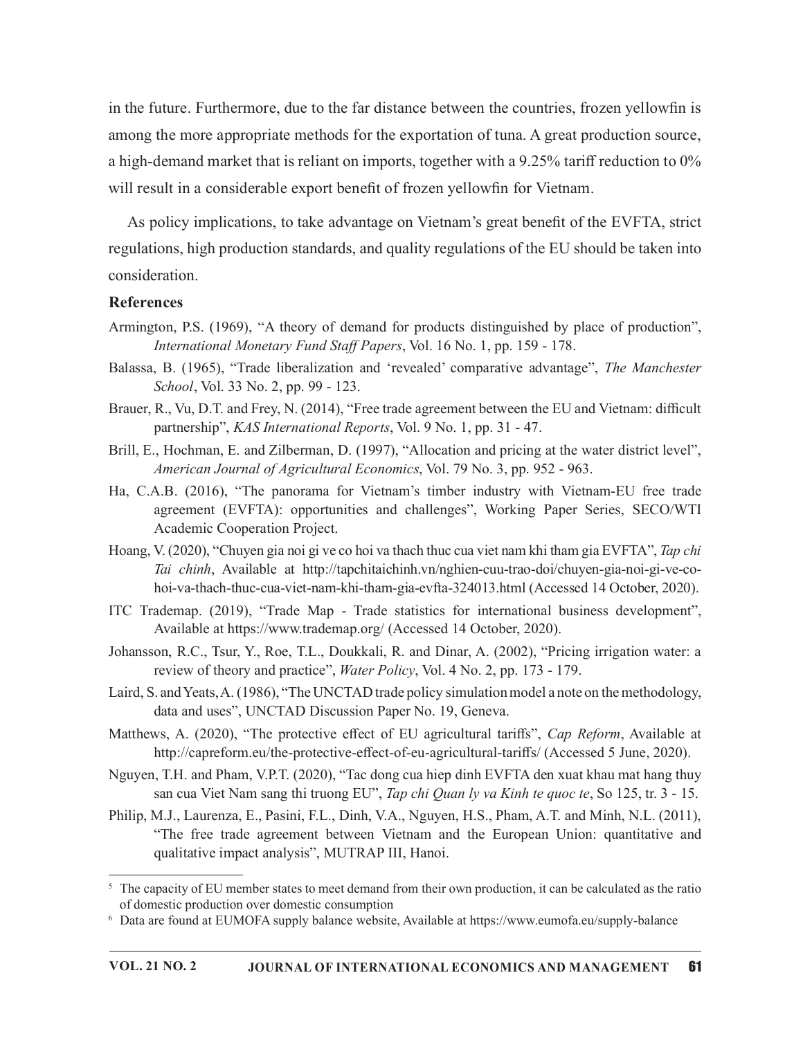in the future. Furthermore, due to the far distance between the countries, frozen yellowfin is among the more appropriate methods for the exportation of tuna. A great production source, a high-demand market that is reliant on imports, together with a 9.25% tariff reduction to 0% will result in a considerable export benefit of frozen yellowfin for Vietnam.

As policy implications, to take advantage on Vietnam's great benefit of the EVFTA, strict regulations, high production standards, and quality regulations of the EU should be taken into consideration.

## References

Armington, P.S. (1969), "A theory of demand for products distinguished by place of production", *International Monetary Fund Staff Papers*, Vol. 16 No. 1, pp. 159 - 178.

Balassa, B. (1965), "Trade liberalization and 'revealed' comparative advantage", *The Manchester School*, Vol. 33 No. 2, pp. 99 - 123.

Brauer, R., Vu, D.T. and Frey, N. (2014), "Free trade agreement between the EU and Vietnam: difficult partnership", *KAS International Reports*, Vol. 9 No. 1, pp. 31 - 47.

Brill, E., Hochman, E. and Zilberman, D. (1997), "Allocation and pricing at the water district level", *American Journal of Agricultural Economics*, Vol. 79 No. 3, pp. 952 - 963.

Ha, C.A.B. (2016), "The panorama for Vietnam's timber industry with Vietnam-EU free trade agreement (EVFTA): opportunities and challenges", Working Paper Series, SECO/WTI Academic Cooperation Project.

Hoang, V. (2020), "Chuyen gia noi gi ve co hoi va thach thuc cua viet nam khi tham gia EVFTA", *Tap chi Tai chinh*, Available at http://tapchitaichinh.vn/nghien-cuu-trao-doi/chuyen-gia-noi-gi-ve-co-hoi-va-thach-thuc-cua-viet-nam-khi-tham-gia-evfta-324013.html (Accessed 14 October, 2020).

ITC Trademap. (2019), "Trade Map - Trade statistics for international business development", Available at https://www.trademap.org/ (Accessed 14 October, 2020).

Johansson, R.C., Tsur, Y., Roe, T.L., Doukkali, R. and Dinar, A. (2002), "Pricing irrigation water: a review of theory and practice", *Water Policy*, Vol. 4 No. 2, pp. 173 - 179.

Laird, S. and Yeats, A. (1986), "The UNCTAD trade policy simulation model a note on the methodology, data and uses", UNCTAD Discussion Paper No. 19, Geneva.

Matthews, A. (2020), "The protective effect of EU agricultural tariffs", *Cap Reform*, Available at http://capreform.eu/the-protective-effect-of-eu-agricultural-tariffs/ (Accessed 5 June, 2020).

Nguyen, T.H. and Pham, V.P.T. (2020), "Tac dong cua hiep dinh EVFTA den xuat khau mat hang thuy san cua Viet Nam sang thi truong EU", *Tap chi Quan ly va Kinh te quoc te*, So 125, tr. 3 - 15.

Philip, M.J., Laurenza, E., Pasini, F.L., Dinh, V.A., Nguyen, H.S., Pham, A.T. and Minh, N.L. (2011), "The free trade agreement between Vietnam and the European Union: quantitative and qualitative impact analysis", MUTRAP III, Hanoi.

---

[5] The capacity of EU member states to meet demand from their own production, it can be calculated as the ratio of domestic production over domestic consumption

[6] Data are found at EUMOFA supply balance website, Available at https://www.eumofa.eu/supply-balance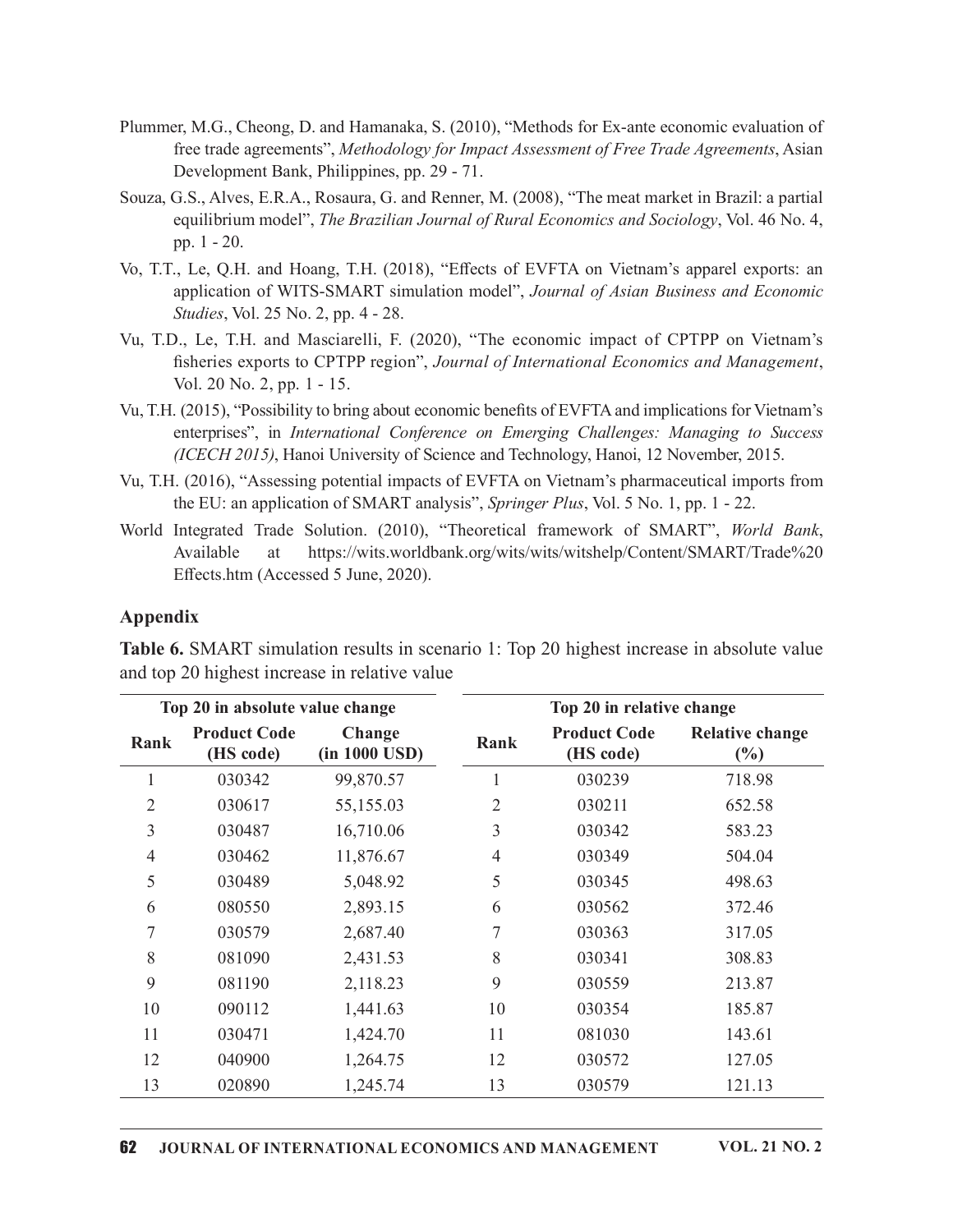Plummer, M.G., Cheong, D. and Hamanaka, S. (2010), "Methods for Ex-ante economic evaluation of free trade agreements", *Methodology for Impact Assessment of Free Trade Agreements*, Asian Development Bank, Philippines, pp. 29 - 71.

Souza, G.S., Alves, E.R.A., Rosaura, G. and Renner, M. (2008), "The meat market in Brazil: a partial equilibrium model", *The Brazilian Journal of Rural Economics and Sociology*, Vol. 46 No. 4, pp. 1 - 20.

Vo, T.T., Le, Q.H. and Hoang, T.H. (2018), "Effects of EVFTA on Vietnam's apparel exports: an application of WITS-SMART simulation model", *Journal of Asian Business and Economic Studies*, Vol. 25 No. 2, pp. 4 - 28.

Vu, T.D., Le, T.H. and Masciarelli, F. (2020), "The economic impact of CPTPP on Vietnam's fisheries exports to CPTPP region", *Journal of International Economics and Management*, Vol. 20 No. 2, pp. 1 - 15.

Vu, T.H. (2015), "Possibility to bring about economic benefits of EVFTA and implications for Vietnam's enterprises", in *International Conference on Emerging Challenges: Managing to Success (ICECH 2015)*, Hanoi University of Science and Technology, Hanoi, 12 November, 2015.

Vu, T.H. (2016), "Assessing potential impacts of EVFTA on Vietnam's pharmaceutical imports from the EU: an application of SMART analysis", *Springer Plus*, Vol. 5 No. 1, pp. 1 - 22.

World Integrated Trade Solution. (2010), "Theoretical framework of SMART", *World Bank*, Available at https://wits.worldbank.org/wits/wits/witshelp/Content/SMART/Trade%20Effects.htm (Accessed 5 June, 2020).

## Appendix

**Table 6.** SMART simulation results in scenario 1: Top 20 highest increase in absolute value and top 20 highest increase in relative value

| Top 20 in absolute value change | | | Top 20 in relative change | | |
|---|---|---|---|---|---|
| **Rank** | **Product Code (HS code)** | **Change (in 1000 USD)** | **Rank** | **Product Code (HS code)** | **Relative change (%)** |
| 1 | 030342 | 99,870.57 | 1 | 030239 | 718.98 |
| 2 | 030617 | 55,155.03 | 2 | 030211 | 652.58 |
| 3 | 030487 | 16,710.06 | 3 | 030342 | 583.23 |
| 4 | 030462 | 11,876.67 | 4 | 030349 | 504.04 |
| 5 | 030489 | 5,048.92 | 5 | 030345 | 498.63 |
| 6 | 080550 | 2,893.15 | 6 | 030562 | 372.46 |
| 7 | 030579 | 2,687.40 | 7 | 030363 | 317.05 |
| 8 | 081090 | 2,431.53 | 8 | 030341 | 308.83 |
| 9 | 081190 | 2,118.23 | 9 | 030559 | 213.87 |
| 10 | 090112 | 1,441.63 | 10 | 030354 | 185.87 |
| 11 | 030471 | 1,424.70 | 11 | 081030 | 143.61 |
| 12 | 040900 | 1,264.75 | 12 | 030572 | 127.05 |
| 13 | 020890 | 1,245.74 | 13 | 030579 | 121.13 |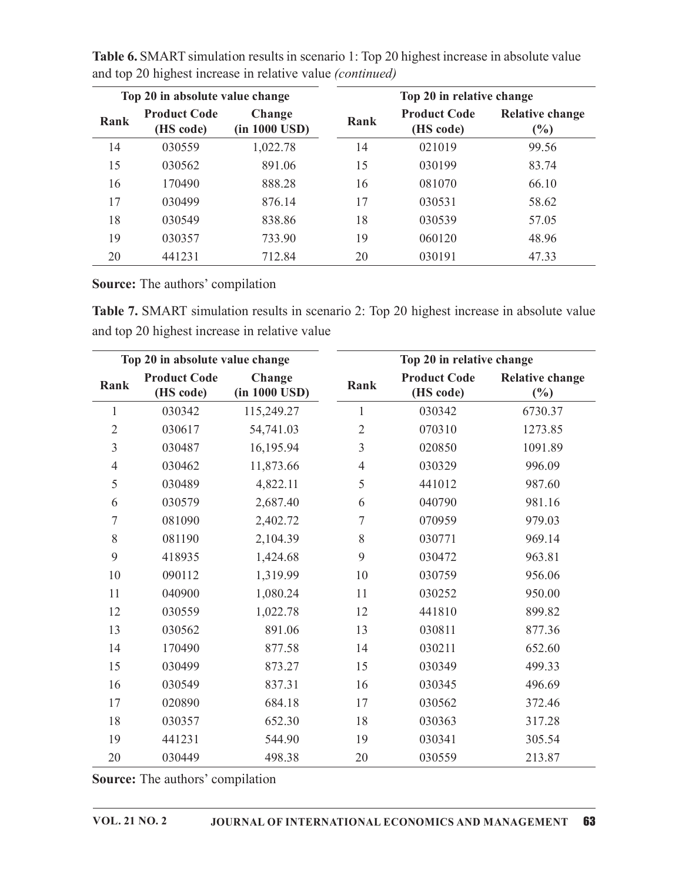**Table 6.** SMART simulation results in scenario 1: Top 20 highest increase in absolute value and top 20 highest increase in relative value *(continued)*

| Top 20 in absolute value change | | | Top 20 in relative change | | |
|---|---|---|---|---|---|
| **Rank** | **Product Code (HS code)** | **Change (in 1000 USD)** | **Rank** | **Product Code (HS code)** | **Relative change (%)** |
| 14 | 030559 | 1,022.78 | 14 | 021019 | 99.56 |
| 15 | 030562 | 891.06 | 15 | 030199 | 83.74 |
| 16 | 170490 | 888.28 | 16 | 081070 | 66.10 |
| 17 | 030499 | 876.14 | 17 | 030531 | 58.62 |
| 18 | 030549 | 838.86 | 18 | 030539 | 57.05 |
| 19 | 030357 | 733.90 | 19 | 060120 | 48.96 |
| 20 | 441231 | 712.84 | 20 | 030191 | 47.33 |

**Source:** The authors' compilation

**Table 7.** SMART simulation results in scenario 2: Top 20 highest increase in absolute value and top 20 highest increase in relative value

| Top 20 in absolute value change | | | Top 20 in relative change | | |
|---|---|---|---|---|---|
| **Rank** | **Product Code (HS code)** | **Change (in 1000 USD)** | **Rank** | **Product Code (HS code)** | **Relative change (%)** |
| 1 | 030342 | 115,249.27 | 1 | 030342 | 6730.37 |
| 2 | 030617 | 54,741.03 | 2 | 070310 | 1273.85 |
| 3 | 030487 | 16,195.94 | 3 | 020850 | 1091.89 |
| 4 | 030462 | 11,873.66 | 4 | 030329 | 996.09 |
| 5 | 030489 | 4,822.11 | 5 | 441012 | 987.60 |
| 6 | 030579 | 2,687.40 | 6 | 040790 | 981.16 |
| 7 | 081090 | 2,402.72 | 7 | 070959 | 979.03 |
| 8 | 081190 | 2,104.39 | 8 | 030771 | 969.14 |
| 9 | 418935 | 1,424.68 | 9 | 030472 | 963.81 |
| 10 | 090112 | 1,319.99 | 10 | 030759 | 956.06 |
| 11 | 040900 | 1,080.24 | 11 | 030252 | 950.00 |
| 12 | 030559 | 1,022.78 | 12 | 441810 | 899.82 |
| 13 | 030562 | 891.06 | 13 | 030811 | 877.36 |
| 14 | 170490 | 877.58 | 14 | 030211 | 652.60 |
| 15 | 030499 | 873.27 | 15 | 030349 | 499.33 |
| 16 | 030549 | 837.31 | 16 | 030345 | 496.69 |
| 17 | 020890 | 684.18 | 17 | 030562 | 372.46 |
| 18 | 030357 | 652.30 | 18 | 030363 | 317.28 |
| 19 | 441231 | 544.90 | 19 | 030341 | 305.54 |
| 20 | 030449 | 498.38 | 20 | 030559 | 213.87 |

**Source:** The authors' compilation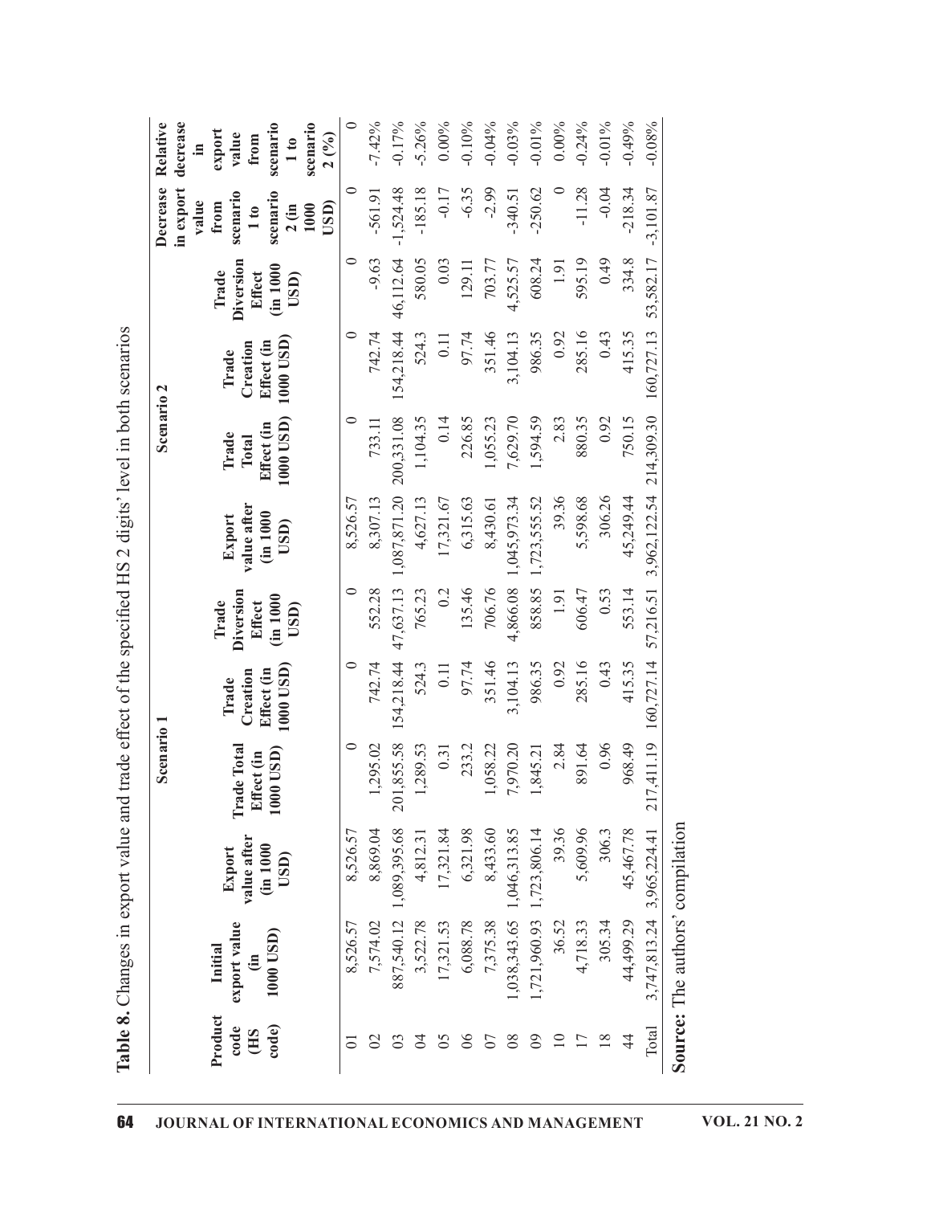**Table 8.** Changes in export value and trade effect of the specified HS 2 digits' level in both scenarios

| Product code (HS code) | Initial export value (in 1000 USD) | Scenario 1 | | | | Scenario 2 | | | | Decrease in export value from scenario 1 to scenario 2 (in 1000 USD) | Relative decrease in export value from scenario 1 to scenario 2 (%) |
|---|---|---|---|---|---|---|---|---|---|---|---|
| | | Export value after (in 1000 USD) | Trade Total Effect (in 1000 USD) | Trade Creation Effect (in 1000 USD) | Trade Diversion Effect (in 1000 USD) | Export value after (in 1000 USD) | Trade Total Effect (in 1000 USD) | Trade Creation Effect (in 1000 USD) | Trade Diversion Effect (in 1000 USD) | | |
| 01 | 8,526.57 | 8,526.57 | 0 | 0 | 0 | 8,526.57 | 0 | 0 | 0 | 0 | 0 |
| 02 | 7,574.02 | 8,869.04 | 1,295.02 | 742.74 | 552.28 | 8,307.13 | 733.11 | 742.74 | -9.63 | -561.91 | -7.42% |
| 03 | 887,540.12 | 1,089,395.68 | 201,855.58 | 154,218.44 | 47,637.13 | 1,087,871.20 | 200,331.08 | 154,218.44 | 46,112.64 | -1,524.48 | -0.17% |
| 04 | 3,522.78 | 4,812.31 | 1,289.53 | 524.3 | 765.23 | 4,627.13 | 1,104.35 | 524.3 | 580.05 | -185.18 | -5.26% |
| 05 | 17,321.53 | 17,321.84 | 0.31 | 0.11 | 0.2 | 17,321.67 | 0.14 | 0.11 | 0.03 | -0.17 | 0.00% |
| 06 | 6,088.78 | 6,321.98 | 233.2 | 97.74 | 135.46 | 6,315.63 | 226.85 | 97.74 | 129.11 | -6.35 | -0.10% |
| 07 | 7,375.38 | 8,433.60 | 1,058.22 | 351.46 | 706.76 | 8,430.61 | 1,055.23 | 351.46 | 703.77 | -2.99 | -0.04% |
| 08 | 1,038,343.65 | 1,046,313.85 | 7,970.20 | 3,104.13 | 4,866.08 | 1,045,973.34 | 7,629.70 | 3,104.13 | 4,525.57 | -340.51 | -0.03% |
| 09 | 1,721,960.93 | 1,723,806.14 | 1,845.21 | 986.35 | 858.85 | 1,723,555.52 | 1,594.59 | 986.35 | 608.24 | -250.62 | -0.01% |
| 10 | 36.52 | 39.36 | 2.84 | 0.92 | 1.91 | 39.36 | 2.83 | 0.92 | 1.91 | 0 | 0.00% |
| 17 | 4,718.33 | 5,609.96 | 891.64 | 285.16 | 606.47 | 5,598.68 | 880.35 | 285.16 | 595.19 | -11.28 | -0.24% |
| 18 | 305.34 | 306.3 | 0.96 | 0.43 | 0.53 | 306.26 | 0.92 | 0.43 | 0.49 | -0.04 | -0.01% |
| 44 | 44,499.29 | 45,467.78 | 968.49 | 415.35 | 553.14 | 45,249.44 | 750.15 | 415.35 | 334.8 | -218.34 | -0.49% |
| Total | 3,747,813.24 | 3,965,224.41 | 217,411.19 | 160,727.14 | 57,216.51 | 3,962,122.54 | 214,309.30 | 160,727.13 | 53,582.17 | -3,101.87 | -0.08% |

**Source:** The authors' compilation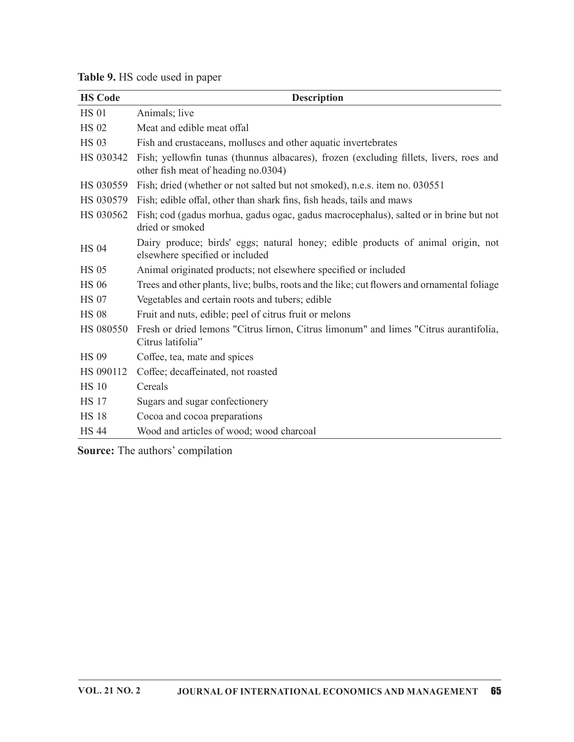**Table 9.** HS code used in paper

| HS Code | Description |
|---|---|
| HS 01 | Animals; live |
| HS 02 | Meat and edible meat offal |
| HS 03 | Fish and crustaceans, molluscs and other aquatic invertebrates |
| HS 030342 | Fish; yellowfin tunas (thunnus albacares), frozen (excluding fillets, livers, roes and other fish meat of heading no.0304) |
| HS 030559 | Fish; dried (whether or not salted but not smoked), n.e.s. item no. 030551 |
| HS 030579 | Fish; edible offal, other than shark fins, fish heads, tails and maws |
| HS 030562 | Fish; cod (gadus morhua, gadus ogac, gadus macrocephalus), salted or in brine but not dried or smoked |
| HS 04 | Dairy produce; birds' eggs; natural honey; edible products of animal origin, not elsewhere specified or included |
| HS 05 | Animal originated products; not elsewhere specified or included |
| HS 06 | Trees and other plants, live; bulbs, roots and the like; cut flowers and ornamental foliage |
| HS 07 | Vegetables and certain roots and tubers; edible |
| HS 08 | Fruit and nuts, edible; peel of citrus fruit or melons |
| HS 080550 | Fresh or dried lemons "Citrus lirnon, Citrus limonum" and limes "Citrus aurantifolia, Citrus latifolia" |
| HS 09 | Coffee, tea, mate and spices |
| HS 090112 | Coffee; decaffeinated, not roasted |
| HS 10 | Cereals |
| HS 17 | Sugars and sugar confectionery |
| HS 18 | Cocoa and cocoa preparations |
| HS 44 | Wood and articles of wood; wood charcoal |

**Source:** The authors' compilation